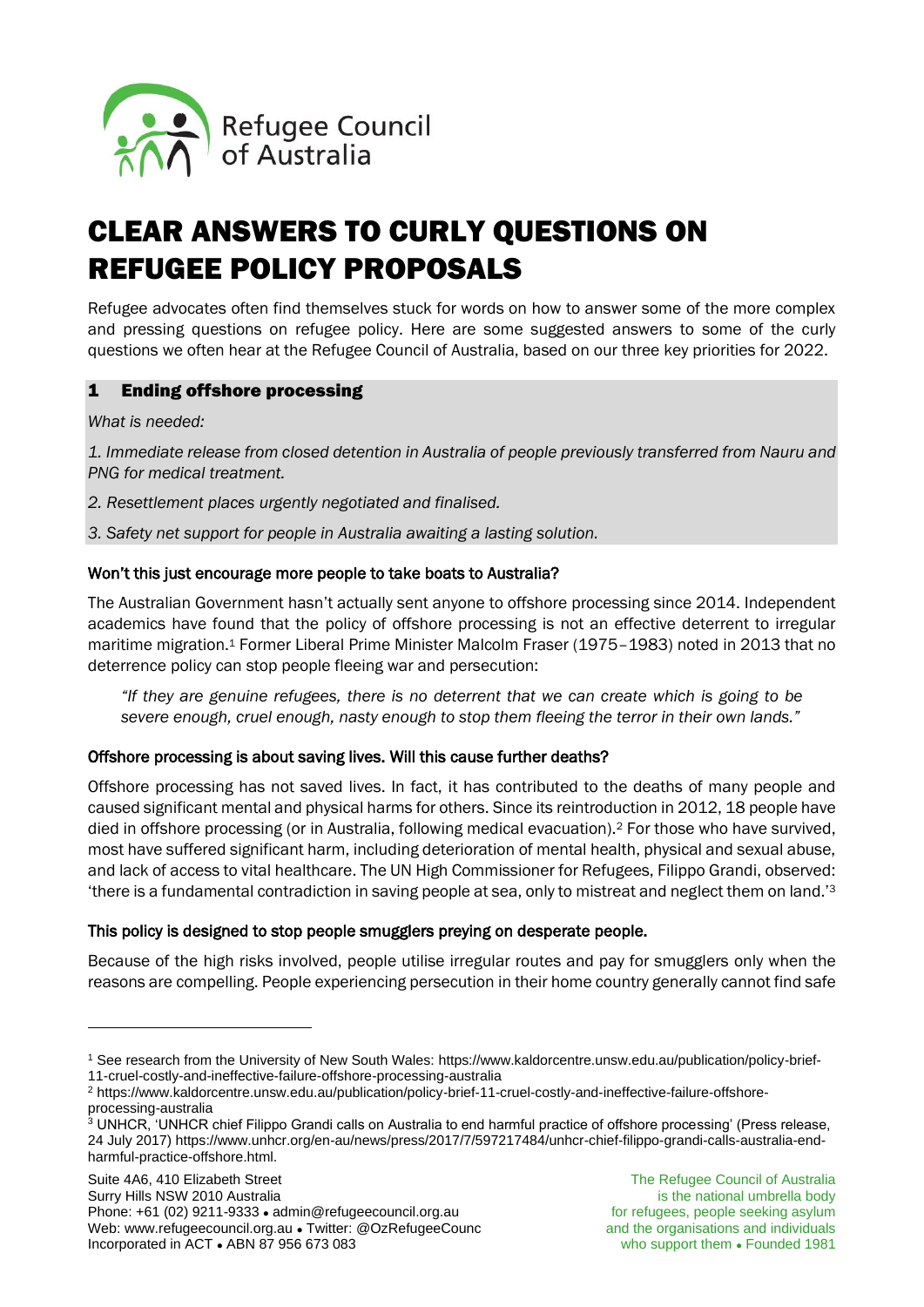Refugee Council of Australia

# CLEAR ANSWERS TO CURLY QUESTIONS ON REFUGEE POLICY PROPOSALS

Refugee advocates often find themselves stuck for words on how to answer some of the more complex and pressing questions on refugee policy. Here are some suggested answers to some of the curly questions we often hear at the Refugee Council of Australia, based on our three key priorities for 2022.

## 1 Ending offshore processing

*What is needed:*

*1. Immediate release from closed detention in Australia of people previously transferred from Nauru and PNG for medical treatment.*

*2. Resettlement places urgently negotiated and finalised.*

*3. Safety net support for people in Australia awaiting a lasting solution.*

### Won't this just encourage more people to take boats to Australia?

The Australian Government hasn't actually sent anyone to offshore processing since 2014. Independent academics have found that the policy of offshore processing is not an effective deterrent to irregular maritime migration.[1] Former Liberal Prime Minister Malcolm Fraser (1975–1983) noted in 2013 that no deterrence policy can stop people fleeing war and persecution:

> *"If they are genuine refugees, there is no deterrent that we can create which is going to be severe enough, cruel enough, nasty enough to stop them fleeing the terror in their own lands."*

### Offshore processing is about saving lives. Will this cause further deaths?

Offshore processing has not saved lives. In fact, it has contributed to the deaths of many people and caused significant mental and physical harms for others. Since its reintroduction in 2012, 18 people have died in offshore processing (or in Australia, following medical evacuation).[2] For those who have survived, most have suffered significant harm, including deterioration of mental health, physical and sexual abuse, and lack of access to vital healthcare. The UN High Commissioner for Refugees, Filippo Grandi, observed: 'there is a fundamental contradiction in saving people at sea, only to mistreat and neglect them on land.'[3]

### This policy is designed to stop people smugglers preying on desperate people.

Because of the high risks involved, people utilise irregular routes and pay for smugglers only when the reasons are compelling. People experiencing persecution in their home country generally cannot find safe

---

[1] See research from the University of New South Wales: https://www.kaldorcentre.unsw.edu.au/publication/policy-brief-11-cruel-costly-and-ineffective-failure-offshore-processing-australia

[2] https://www.kaldorcentre.unsw.edu.au/publication/policy-brief-11-cruel-costly-and-ineffective-failure-offshore-processing-australia

[3] UNHCR, 'UNHCR chief Filippo Grandi calls on Australia to end harmful practice of offshore processing' (Press release, 24 July 2017) https://www.unhcr.org/en-au/news/press/2017/7/597217484/unhcr-chief-filippo-grandi-calls-australia-end-harmful-practice-offshore.html.

Suite 4A6, 410 Elizabeth Street
Surry Hills NSW 2010 Australia
Phone: +61 (02) 9211-9333 • admin@refugeecouncil.org.au
Web: www.refugeecouncil.org.au • Twitter: @OzRefugeeCounc
Incorporated in ACT • ABN 87 956 673 083

The Refugee Council of Australia is the national umbrella body for refugees, people seeking asylum and the organisations and individuals who support them • Founded 1981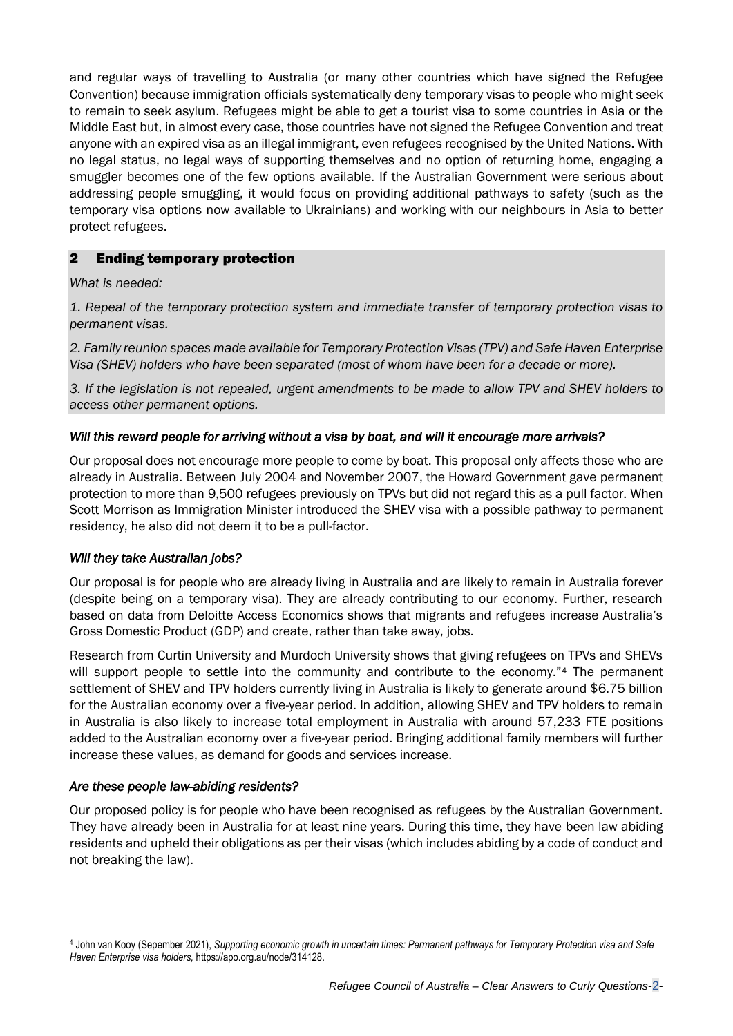and regular ways of travelling to Australia (or many other countries which have signed the Refugee Convention) because immigration officials systematically deny temporary visas to people who might seek to remain to seek asylum. Refugees might be able to get a tourist visa to some countries in Asia or the Middle East but, in almost every case, those countries have not signed the Refugee Convention and treat anyone with an expired visa as an illegal immigrant, even refugees recognised by the United Nations. With no legal status, no legal ways of supporting themselves and no option of returning home, engaging a smuggler becomes one of the few options available. If the Australian Government were serious about addressing people smuggling, it would focus on providing additional pathways to safety (such as the temporary visa options now available to Ukrainians) and working with our neighbours in Asia to better protect refugees.

## 2 Ending temporary protection

*What is needed:*

*1. Repeal of the temporary protection system and immediate transfer of temporary protection visas to permanent visas.*

*2. Family reunion spaces made available for Temporary Protection Visas (TPV) and Safe Haven Enterprise Visa (SHEV) holders who have been separated (most of whom have been for a decade or more).*

*3. If the legislation is not repealed, urgent amendments to be made to allow TPV and SHEV holders to access other permanent options.*

### *Will this reward people for arriving without a visa by boat, and will it encourage more arrivals?*

Our proposal does not encourage more people to come by boat. This proposal only affects those who are already in Australia. Between July 2004 and November 2007, the Howard Government gave permanent protection to more than 9,500 refugees previously on TPVs but did not regard this as a pull factor. When Scott Morrison as Immigration Minister introduced the SHEV visa with a possible pathway to permanent residency, he also did not deem it to be a pull-factor.

### *Will they take Australian jobs?*

Our proposal is for people who are already living in Australia and are likely to remain in Australia forever (despite being on a temporary visa). They are already contributing to our economy. Further, research based on data from Deloitte Access Economics shows that migrants and refugees increase Australia's Gross Domestic Product (GDP) and create, rather than take away, jobs.

Research from Curtin University and Murdoch University shows that giving refugees on TPVs and SHEVs will support people to settle into the community and contribute to the economy."[4] The permanent settlement of SHEV and TPV holders currently living in Australia is likely to generate around $6.75 billion for the Australian economy over a five-year period. In addition, allowing SHEV and TPV holders to remain in Australia is also likely to increase total employment in Australia with around 57,233 FTE positions added to the Australian economy over a five-year period. Bringing additional family members will further increase these values, as demand for goods and services increase.

### *Are these people law-abiding residents?*

Our proposed policy is for people who have been recognised as refugees by the Australian Government. They have already been in Australia for at least nine years. During this time, they have been law abiding residents and upheld their obligations as per their visas (which includes abiding by a code of conduct and not breaking the law).

---

[4] John van Kooy (Sepember 2021), *Supporting economic growth in uncertain times: Permanent pathways for Temporary Protection visa and Safe Haven Enterprise visa holders,* https://apo.org.au/node/314128.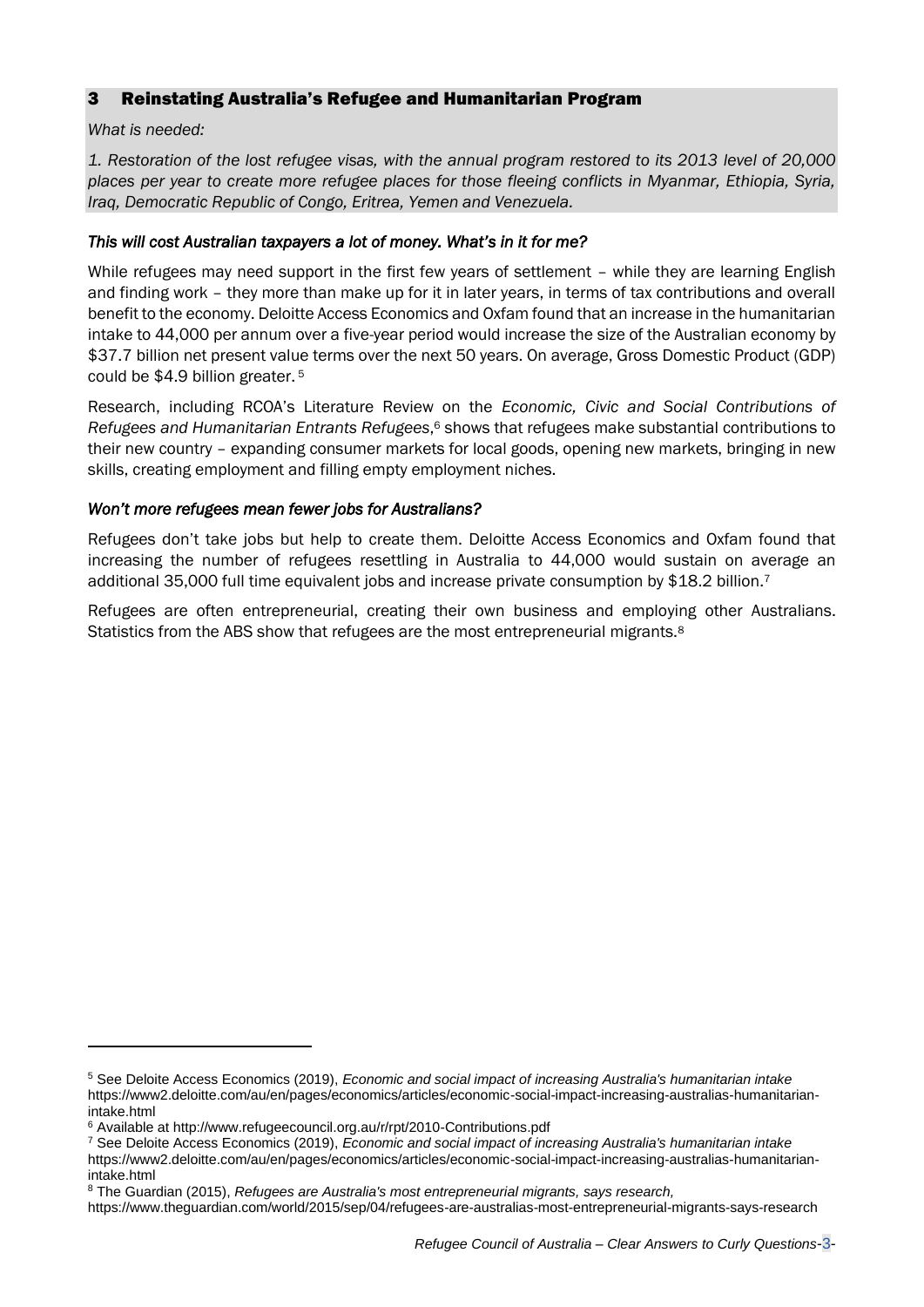## 3 Reinstating Australia's Refugee and Humanitarian Program

*What is needed:*

*1. Restoration of the lost refugee visas, with the annual program restored to its 2013 level of 20,000 places per year to create more refugee places for those fleeing conflicts in Myanmar, Ethiopia, Syria, Iraq, Democratic Republic of Congo, Eritrea, Yemen and Venezuela.*

### *This will cost Australian taxpayers a lot of money. What's in it for me?*

While refugees may need support in the first few years of settlement – while they are learning English and finding work – they more than make up for it in later years, in terms of tax contributions and overall benefit to the economy. Deloitte Access Economics and Oxfam found that an increase in the humanitarian intake to 44,000 per annum over a five-year period would increase the size of the Australian economy by $37.7 billion net present value terms over the next 50 years. On average, Gross Domestic Product (GDP) could be $4.9 billion greater. [5]

Research, including RCOA's Literature Review on the *Economic, Civic and Social Contributions of Refugees and Humanitarian Entrants Refugees*,[6] shows that refugees make substantial contributions to their new country – expanding consumer markets for local goods, opening new markets, bringing in new skills, creating employment and filling empty employment niches.

### *Won't more refugees mean fewer jobs for Australians?*

Refugees don't take jobs but help to create them. Deloitte Access Economics and Oxfam found that increasing the number of refugees resettling in Australia to 44,000 would sustain on average an additional 35,000 full time equivalent jobs and increase private consumption by $18.2 billion.[7]

Refugees are often entrepreneurial, creating their own business and employing other Australians. Statistics from the ABS show that refugees are the most entrepreneurial migrants.[8]

---

[5] See Deloite Access Economics (2019), *Economic and social impact of increasing Australia's humanitarian intake* https://www2.deloitte.com/au/en/pages/economics/articles/economic-social-impact-increasing-australias-humanitarian-intake.html

[6] Available at http://www.refugeecouncil.org.au/r/rpt/2010-Contributions.pdf

[7] See Deloite Access Economics (2019), *Economic and social impact of increasing Australia's humanitarian intake* https://www2.deloitte.com/au/en/pages/economics/articles/economic-social-impact-increasing-australias-humanitarian-intake.html

[8] The Guardian (2015), *Refugees are Australia's most entrepreneurial migrants, says research,* https://www.theguardian.com/world/2015/sep/04/refugees-are-australias-most-entrepreneurial-migrants-says-research